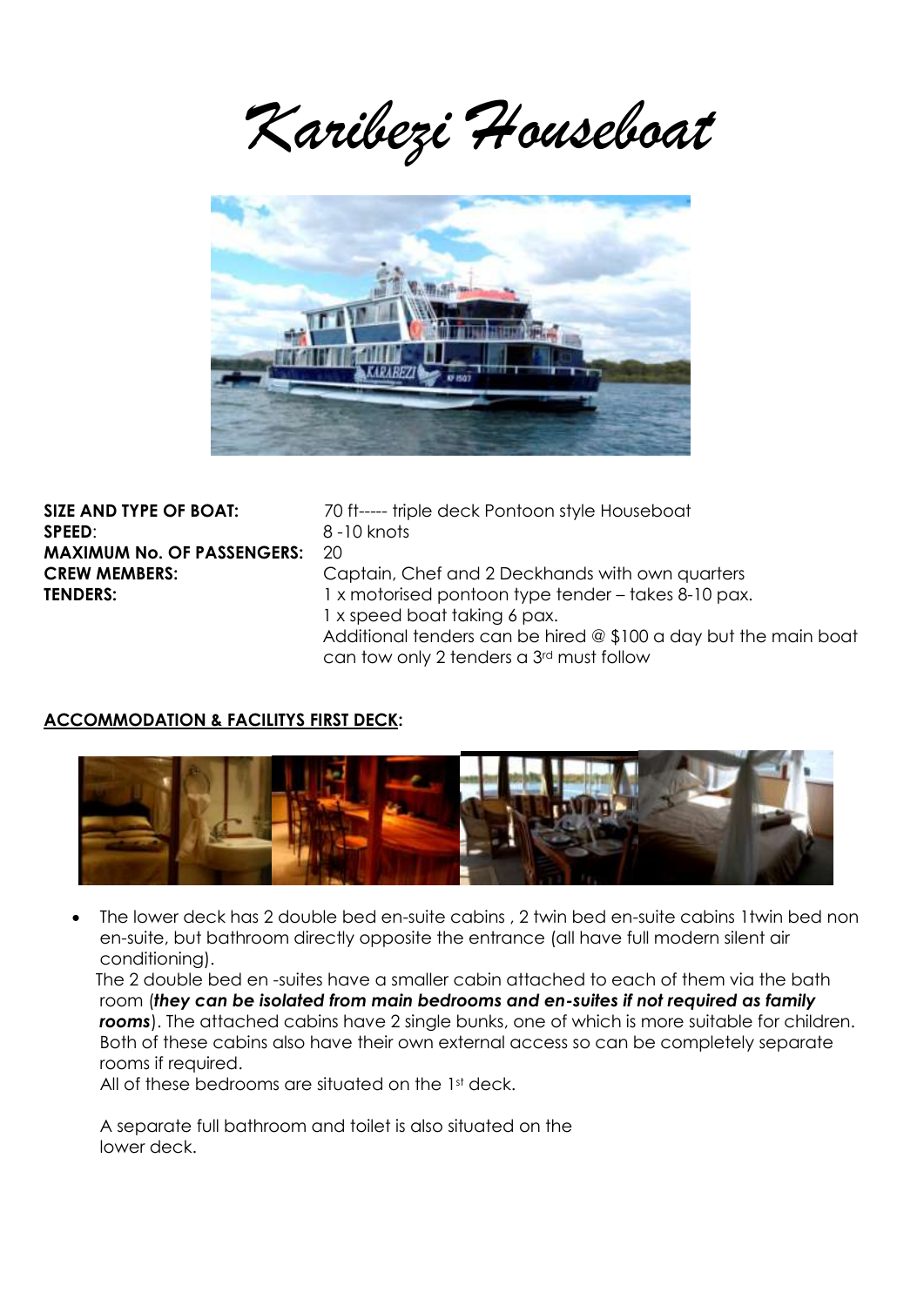# *Karibezi Houseboat*

| | |
|---|---|
| **SIZE AND TYPE OF BOAT:** | 70 ft----- triple deck Pontoon style Houseboat |
| **SPEED**: | 8 -10 knots |
| **MAXIMUM No. OF PASSENGERS:** | 20 |
| **CREW MEMBERS:** | Captain, Chef and 2 Deckhands with own quarters |
| **TENDERS:** | 1 x motorised pontoon type tender – takes 8-10 pax.<br>1 x speed boat taking 6 pax.<br>Additional tenders can be hired @ $100 a day but the main boat can tow only 2 tenders a 3rd must follow |

**ACCOMMODATION & FACILITYS FIRST DECK:**

- The lower deck has 2 double bed en-suite cabins , 2 twin bed en-suite cabins 1twin bed non en-suite, but bathroom directly opposite the entrance (all have full modern silent air conditioning).

  The 2 double bed en -suites have a smaller cabin attached to each of them via the bath room (***they can be isolated from main bedrooms and en-suites if not required as family rooms***). The attached cabins have 2 single bunks, one of which is more suitable for children. Both of these cabins also have their own external access so can be completely separate rooms if required.

  All of these bedrooms are situated on the 1st deck.

  A separate full bathroom and toilet is also situated on the lower deck.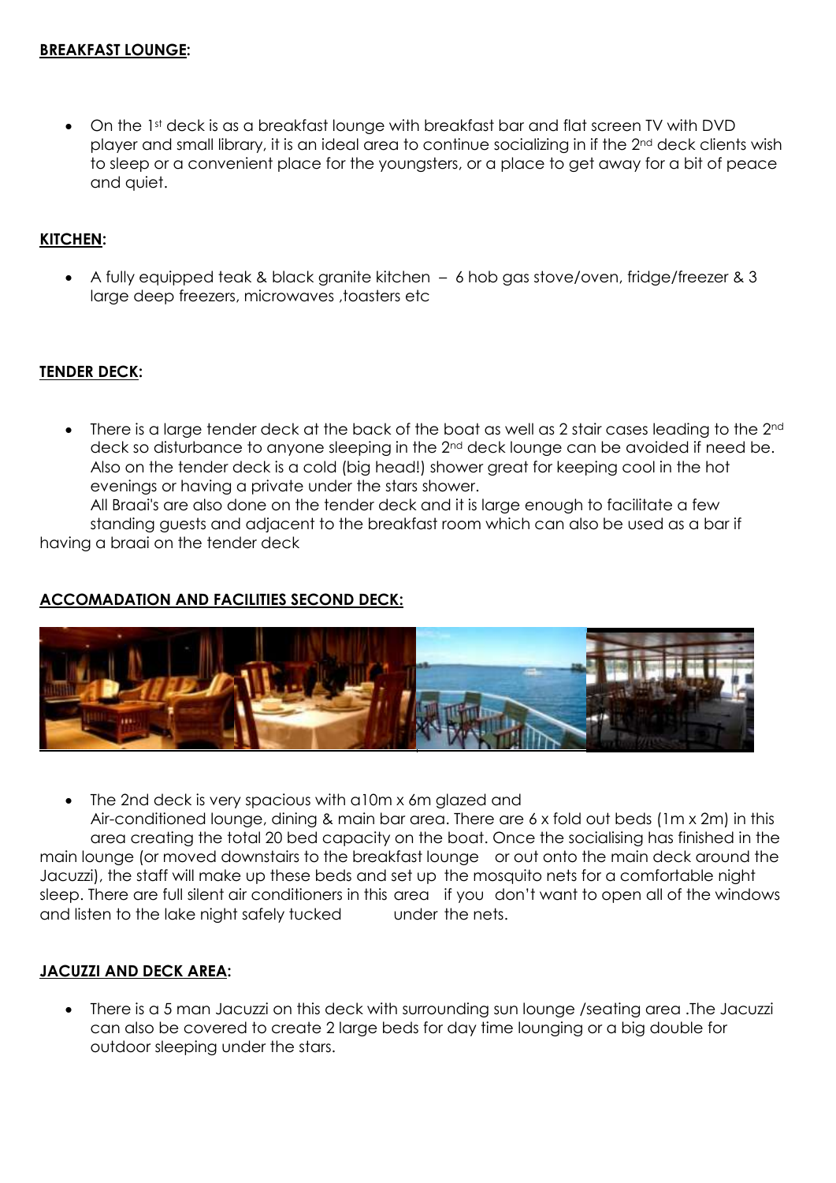**BREAKFAST LOUNGE:**

- On the 1st deck is as a breakfast lounge with breakfast bar and flat screen TV with DVD player and small library, it is an ideal area to continue socializing in if the 2nd deck clients wish to sleep or a convenient place for the youngsters, or a place to get away for a bit of peace and quiet.

**KITCHEN:**

- A fully equipped teak & black granite kitchen – 6 hob gas stove/oven, fridge/freezer & 3 large deep freezers, microwaves ,toasters etc

**TENDER DECK:**

- There is a large tender deck at the back of the boat as well as 2 stair cases leading to the 2nd deck so disturbance to anyone sleeping in the 2nd deck lounge can be avoided if need be. Also on the tender deck is a cold (big head!) shower great for keeping cool in the hot evenings or having a private under the stars shower.
  All Braai's are also done on the tender deck and it is large enough to facilitate a few standing guests and adjacent to the breakfast room which can also be used as a bar if having a braai on the tender deck

**ACCOMADATION AND FACILITIES SECOND DECK:**

- The 2nd deck is very spacious with a10m x 6m glazed and Air-conditioned lounge, dining & main bar area. There are 6 x fold out beds (1m x 2m) in this area creating the total 20 bed capacity on the boat. Once the socialising has finished in the main lounge (or moved downstairs to the breakfast lounge or out onto the main deck around the Jacuzzi), the staff will make up these beds and set up the mosquito nets for a comfortable night sleep. There are full silent air conditioners in this area if you don't want to open all of the windows and listen to the lake night safely tucked under the nets.

**JACUZZI AND DECK AREA:**

- There is a 5 man Jacuzzi on this deck with surrounding sun lounge /seating area .The Jacuzzi can also be covered to create 2 large beds for day time lounging or a big double for outdoor sleeping under the stars.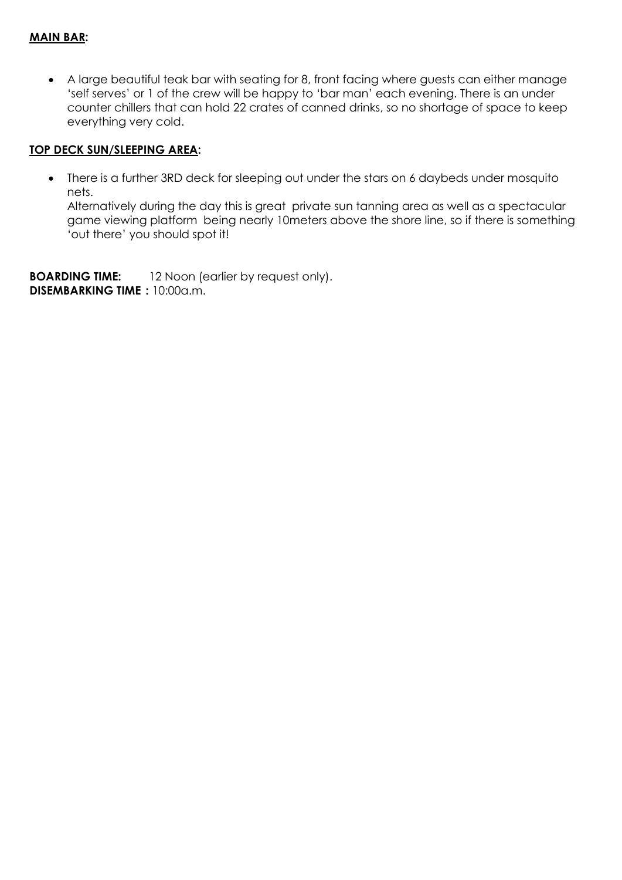**<u>MAIN BAR</u>:**

- A large beautiful teak bar with seating for 8, front facing where guests can either manage 'self serves' or 1 of the crew will be happy to 'bar man' each evening. There is an under counter chillers that can hold 22 crates of canned drinks, so no shortage of space to keep everything very cold.

**<u>TOP DECK SUN/SLEEPING AREA</u>:**

- There is a further 3RD deck for sleeping out under the stars on 6 daybeds under mosquito nets.
  Alternatively during the day this is great private sun tanning area as well as a spectacular game viewing platform being nearly 10meters above the shore line, so if there is something 'out there' you should spot it!

**BOARDING TIME:** 12 Noon (earlier by request only).
**DISEMBARKING TIME :** 10:00a.m.